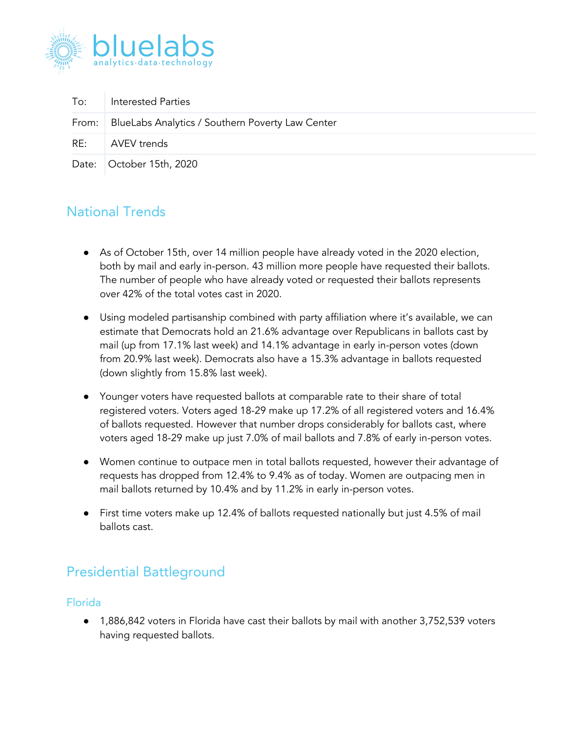bluelabs
analytics·data·technology

| To: | Interested Parties |
|---|---|
| From: | BlueLabs Analytics / Southern Poverty Law Center |
| RE: | AVEV trends |
| Date: | October 15th, 2020 |

## National Trends

- As of October 15th, over 14 million people have already voted in the 2020 election, both by mail and early in-person. 43 million more people have requested their ballots. The number of people who have already voted or requested their ballots represents over 42% of the total votes cast in 2020.
- Using modeled partisanship combined with party affiliation where it's available, we can estimate that Democrats hold an 21.6% advantage over Republicans in ballots cast by mail (up from 17.1% last week) and 14.1% advantage in early in-person votes (down from 20.9% last week). Democrats also have a 15.3% advantage in ballots requested (down slightly from 15.8% last week).
- Younger voters have requested ballots at comparable rate to their share of total registered voters. Voters aged 18-29 make up 17.2% of all registered voters and 16.4% of ballots requested. However that number drops considerably for ballots cast, where voters aged 18-29 make up just 7.0% of mail ballots and 7.8% of early in-person votes.
- Women continue to outpace men in total ballots requested, however their advantage of requests has dropped from 12.4% to 9.4% as of today. Women are outpacing men in mail ballots returned by 10.4% and by 11.2% in early in-person votes.
- First time voters make up 12.4% of ballots requested nationally but just 4.5% of mail ballots cast.

## Presidential Battleground

### Florida

- 1,886,842 voters in Florida have cast their ballots by mail with another 3,752,539 voters having requested ballots.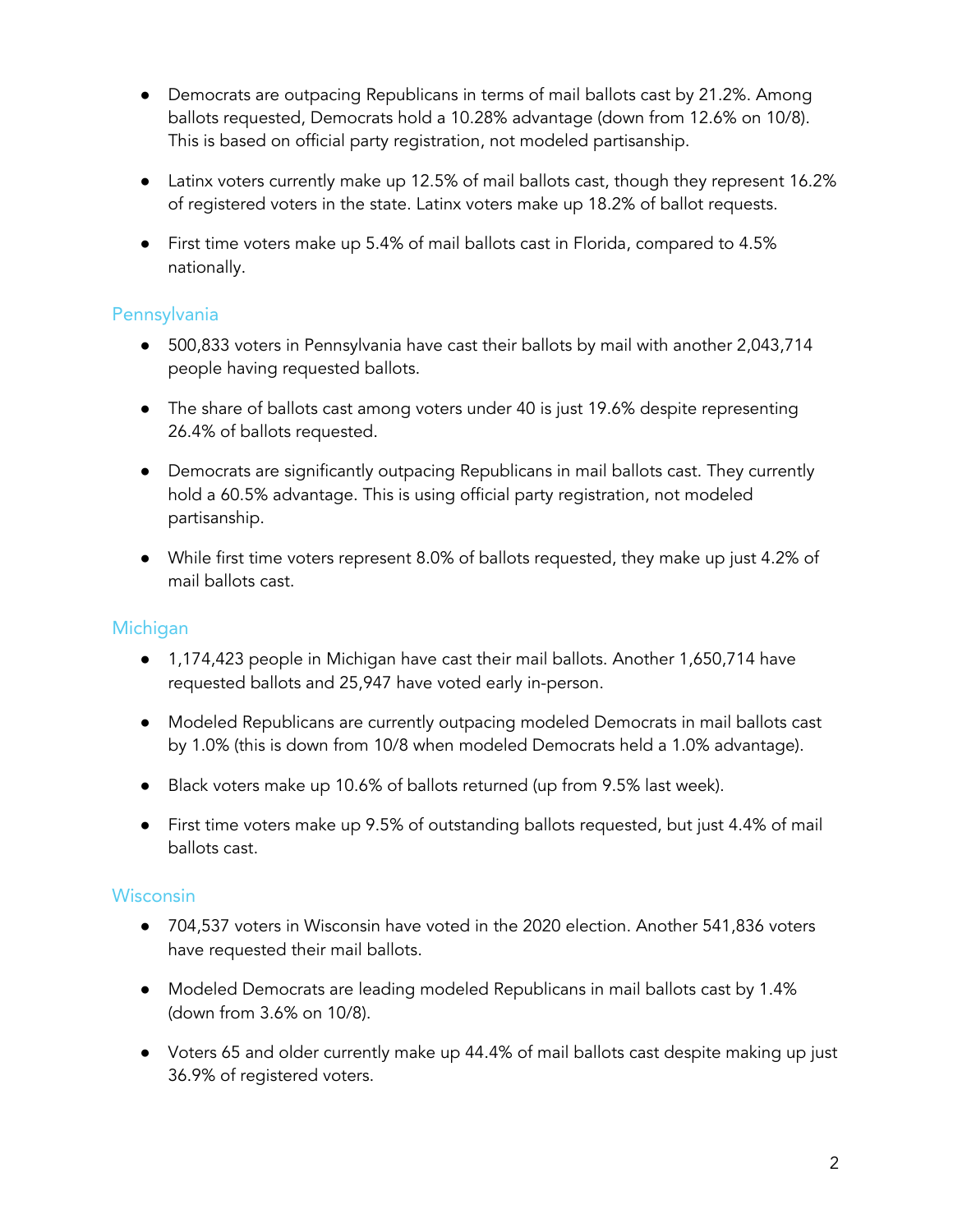- Democrats are outpacing Republicans in terms of mail ballots cast by 21.2%. Among ballots requested, Democrats hold a 10.28% advantage (down from 12.6% on 10/8). This is based on official party registration, not modeled partisanship.

- Latinx voters currently make up 12.5% of mail ballots cast, though they represent 16.2% of registered voters in the state. Latinx voters make up 18.2% of ballot requests.

- First time voters make up 5.4% of mail ballots cast in Florida, compared to 4.5% nationally.

## Pennsylvania

- 500,833 voters in Pennsylvania have cast their ballots by mail with another 2,043,714 people having requested ballots.

- The share of ballots cast among voters under 40 is just 19.6% despite representing 26.4% of ballots requested.

- Democrats are significantly outpacing Republicans in mail ballots cast. They currently hold a 60.5% advantage. This is using official party registration, not modeled partisanship.

- While first time voters represent 8.0% of ballots requested, they make up just 4.2% of mail ballots cast.

## Michigan

- 1,174,423 people in Michigan have cast their mail ballots. Another 1,650,714 have requested ballots and 25,947 have voted early in-person.

- Modeled Republicans are currently outpacing modeled Democrats in mail ballots cast by 1.0% (this is down from 10/8 when modeled Democrats held a 1.0% advantage).

- Black voters make up 10.6% of ballots returned (up from 9.5% last week).

- First time voters make up 9.5% of outstanding ballots requested, but just 4.4% of mail ballots cast.

## Wisconsin

- 704,537 voters in Wisconsin have voted in the 2020 election. Another 541,836 voters have requested their mail ballots.

- Modeled Democrats are leading modeled Republicans in mail ballots cast by 1.4% (down from 3.6% on 10/8).

- Voters 65 and older currently make up 44.4% of mail ballots cast despite making up just 36.9% of registered voters.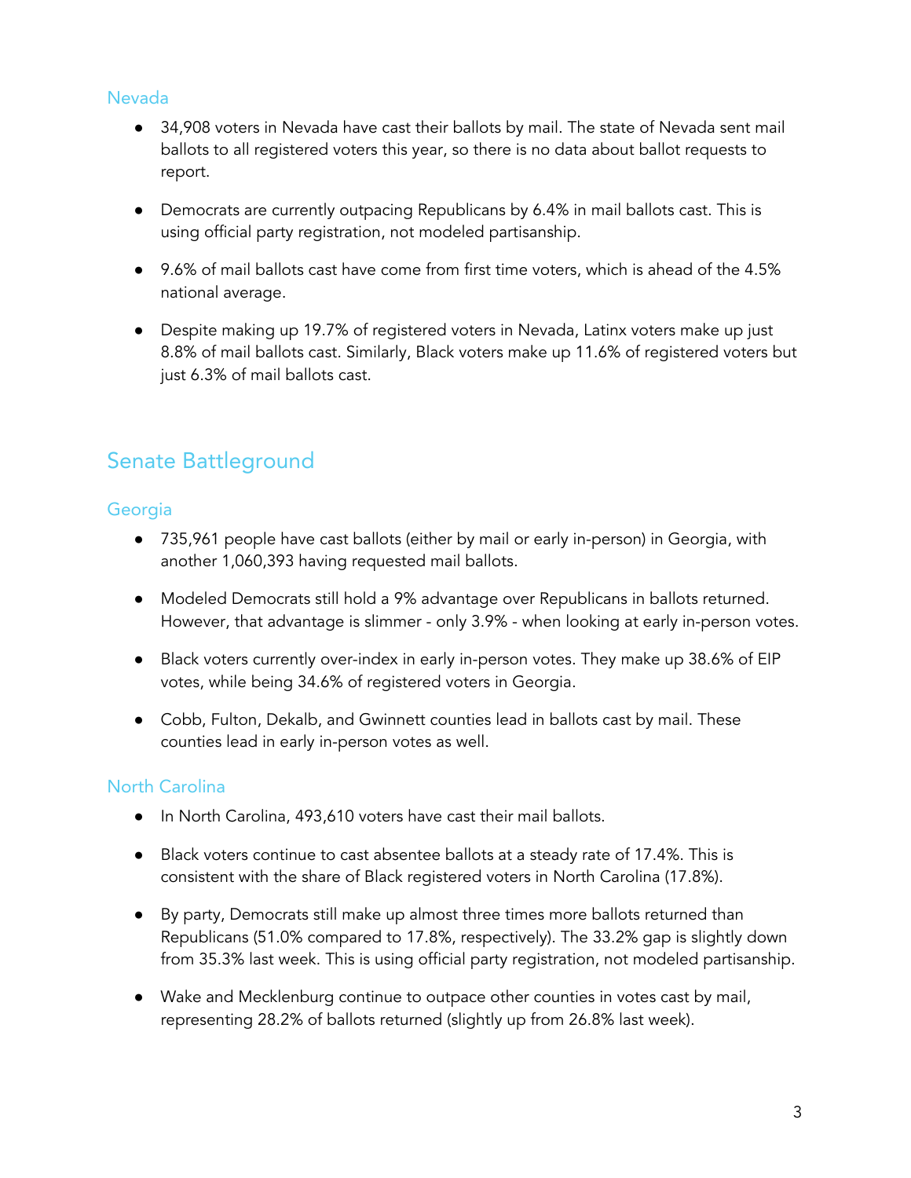### Nevada

- 34,908 voters in Nevada have cast their ballots by mail. The state of Nevada sent mail ballots to all registered voters this year, so there is no data about ballot requests to report.

- Democrats are currently outpacing Republicans by 6.4% in mail ballots cast. This is using official party registration, not modeled partisanship.

- 9.6% of mail ballots cast have come from first time voters, which is ahead of the 4.5% national average.

- Despite making up 19.7% of registered voters in Nevada, Latinx voters make up just 8.8% of mail ballots cast. Similarly, Black voters make up 11.6% of registered voters but just 6.3% of mail ballots cast.

## Senate Battleground

### Georgia

- 735,961 people have cast ballots (either by mail or early in-person) in Georgia, with another 1,060,393 having requested mail ballots.

- Modeled Democrats still hold a 9% advantage over Republicans in ballots returned. However, that advantage is slimmer - only 3.9% - when looking at early in-person votes.

- Black voters currently over-index in early in-person votes. They make up 38.6% of EIP votes, while being 34.6% of registered voters in Georgia.

- Cobb, Fulton, Dekalb, and Gwinnett counties lead in ballots cast by mail. These counties lead in early in-person votes as well.

### North Carolina

- In North Carolina, 493,610 voters have cast their mail ballots.

- Black voters continue to cast absentee ballots at a steady rate of 17.4%. This is consistent with the share of Black registered voters in North Carolina (17.8%).

- By party, Democrats still make up almost three times more ballots returned than Republicans (51.0% compared to 17.8%, respectively). The 33.2% gap is slightly down from 35.3% last week. This is using official party registration, not modeled partisanship.

- Wake and Mecklenburg continue to outpace other counties in votes cast by mail, representing 28.2% of ballots returned (slightly up from 26.8% last week).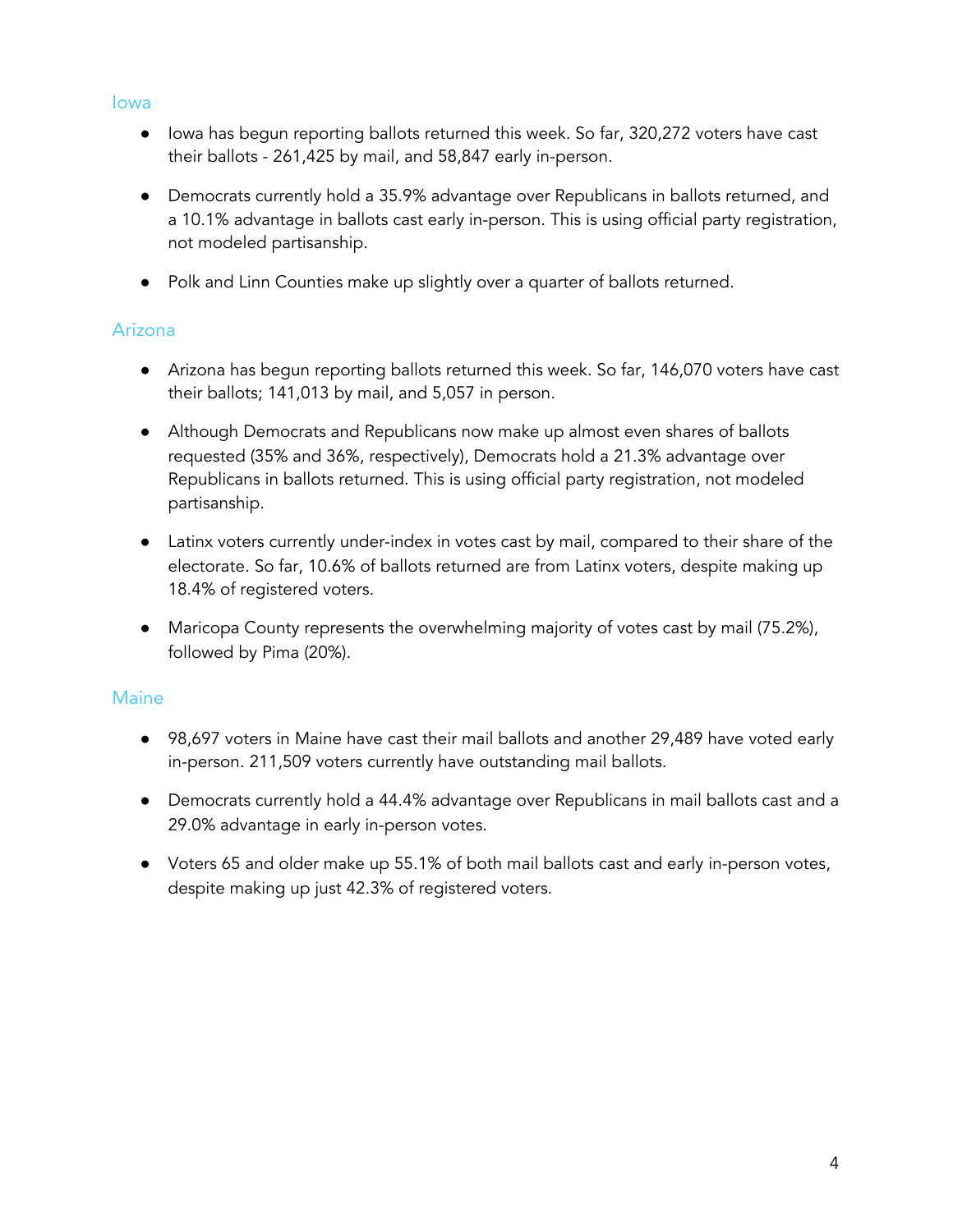## Iowa

- Iowa has begun reporting ballots returned this week. So far, 320,272 voters have cast their ballots - 261,425 by mail, and 58,847 early in-person.
- Democrats currently hold a 35.9% advantage over Republicans in ballots returned, and a 10.1% advantage in ballots cast early in-person. This is using official party registration, not modeled partisanship.
- Polk and Linn Counties make up slightly over a quarter of ballots returned.

## Arizona

- Arizona has begun reporting ballots returned this week. So far, 146,070 voters have cast their ballots; 141,013 by mail, and 5,057 in person.
- Although Democrats and Republicans now make up almost even shares of ballots requested (35% and 36%, respectively), Democrats hold a 21.3% advantage over Republicans in ballots returned. This is using official party registration, not modeled partisanship.
- Latinx voters currently under-index in votes cast by mail, compared to their share of the electorate. So far, 10.6% of ballots returned are from Latinx voters, despite making up 18.4% of registered voters.
- Maricopa County represents the overwhelming majority of votes cast by mail (75.2%), followed by Pima (20%).

## Maine

- 98,697 voters in Maine have cast their mail ballots and another 29,489 have voted early in-person. 211,509 voters currently have outstanding mail ballots.
- Democrats currently hold a 44.4% advantage over Republicans in mail ballots cast and a 29.0% advantage in early in-person votes.
- Voters 65 and older make up 55.1% of both mail ballots cast and early in-person votes, despite making up just 42.3% of registered voters.